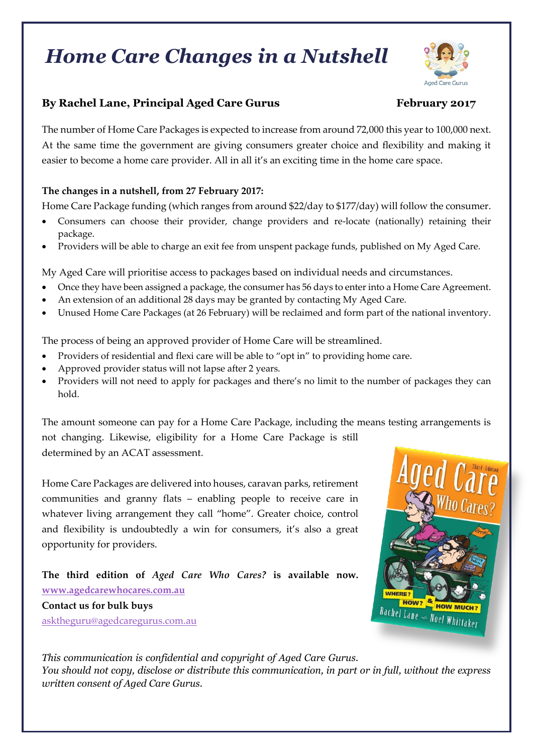# *Home Care Changes in a Nutshell*

**By Rachel Lane, Principal Aged Care Gurus** **February 2017**

The number of Home Care Packages is expected to increase from around 72,000 this year to 100,000 next. At the same time the government are giving consumers greater choice and flexibility and making it easier to become a home care provider. All in all it's an exciting time in the home care space.

**The changes in a nutshell, from 27 February 2017:**

Home Care Package funding (which ranges from around $22/day to $177/day) will follow the consumer.

- Consumers can choose their provider, change providers and re-locate (nationally) retaining their package.
- Providers will be able to charge an exit fee from unspent package funds, published on My Aged Care.

My Aged Care will prioritise access to packages based on individual needs and circumstances.

- Once they have been assigned a package, the consumer has 56 days to enter into a Home Care Agreement.
- An extension of an additional 28 days may be granted by contacting My Aged Care.
- Unused Home Care Packages (at 26 February) will be reclaimed and form part of the national inventory.

The process of being an approved provider of Home Care will be streamlined.

- Providers of residential and flexi care will be able to "opt in" to providing home care.
- Approved provider status will not lapse after 2 years.
- Providers will not need to apply for packages and there's no limit to the number of packages they can hold.

The amount someone can pay for a Home Care Package, including the means testing arrangements is not changing. Likewise, eligibility for a Home Care Package is still determined by an ACAT assessment.

Home Care Packages are delivered into houses, caravan parks, retirement communities and granny flats – enabling people to receive care in whatever living arrangement they call "home". Greater choice, control and flexibility is undoubtedly a win for consumers, it's also a great opportunity for providers.

**The third edition of *Aged Care Who Cares?* is available now.**
**www.agedcarewhocares.com.au**
**Contact us for bulk buys**
asktheguru@agedcaregurus.com.au

*This communication is confidential and copyright of Aged Care Gurus.*
*You should not copy, disclose or distribute this communication, in part or in full, without the express written consent of Aged Care Gurus.*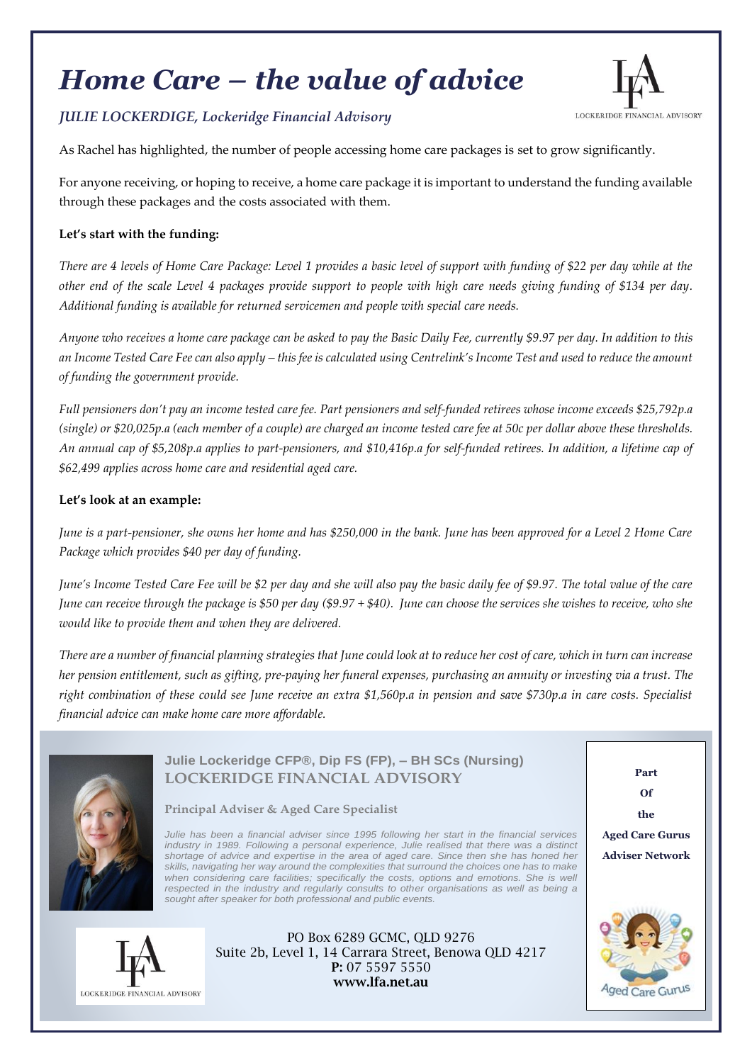# *Home Care – the value of advice*

*JULIE LOCKERDIGE, Lockeridge Financial Advisory*

LOCKERIDGE FINANCIAL ADVISORY

As Rachel has highlighted, the number of people accessing home care packages is set to grow significantly.

For anyone receiving, or hoping to receive, a home care package it is important to understand the funding available through these packages and the costs associated with them.

**Let's start with the funding:**

*There are 4 levels of Home Care Package: Level 1 provides a basic level of support with funding of $22 per day while at the other end of the scale Level 4 packages provide support to people with high care needs giving funding of $134 per day. Additional funding is available for returned servicemen and people with special care needs.*

*Anyone who receives a home care package can be asked to pay the Basic Daily Fee, currently $9.97 per day. In addition to this an Income Tested Care Fee can also apply – this fee is calculated using Centrelink's Income Test and used to reduce the amount of funding the government provide.*

*Full pensioners don't pay an income tested care fee. Part pensioners and self-funded retirees whose income exceeds $25,792p.a (single) or $20,025p.a (each member of a couple) are charged an income tested care fee at 50c per dollar above these thresholds. An annual cap of $5,208p.a applies to part-pensioners, and $10,416p.a for self-funded retirees. In addition, a lifetime cap of $62,499 applies across home care and residential aged care.*

**Let's look at an example:**

*June is a part-pensioner, she owns her home and has $250,000 in the bank. June has been approved for a Level 2 Home Care Package which provides $40 per day of funding.*

*June's Income Tested Care Fee will be $2 per day and she will also pay the basic daily fee of $9.97. The total value of the care June can receive through the package is $50 per day ($9.97 + $40). June can choose the services she wishes to receive, who she would like to provide them and when they are delivered.*

*There are a number of financial planning strategies that June could look at to reduce her cost of care, which in turn can increase her pension entitlement, such as gifting, pre-paying her funeral expenses, purchasing an annuity or investing via a trust. The right combination of these could see June receive an extra $1,560p.a in pension and save $730p.a in care costs. Specialist financial advice can make home care more affordable.*

**Julie Lockeridge CFP®, Dip FS (FP), – BH SCs (Nursing)**
**LOCKERIDGE FINANCIAL ADVISORY**

**Principal Adviser & Aged Care Specialist**

*Julie has been a financial adviser since 1995 following her start in the financial services industry in 1989. Following a personal experience, Julie realised that there was a distinct shortage of advice and expertise in the area of aged care. Since then she has honed her skills, navigating her way around the complexities that surround the choices one has to make when considering care facilities; specifically the costs, options and emotions. She is well respected in the industry and regularly consults to other organisations as well as being a sought after speaker for both professional and public events.*

**Part Of the Aged Care Gurus Adviser Network**

LOCKERIDGE FINANCIAL ADVISORY

PO Box 6289 GCMC, QLD 9276
Suite 2b, Level 1, 14 Carrara Street, Benowa QLD 4217
**P:** 07 5597 5550
**www.lfa.net.au**

Aged Care Gurus